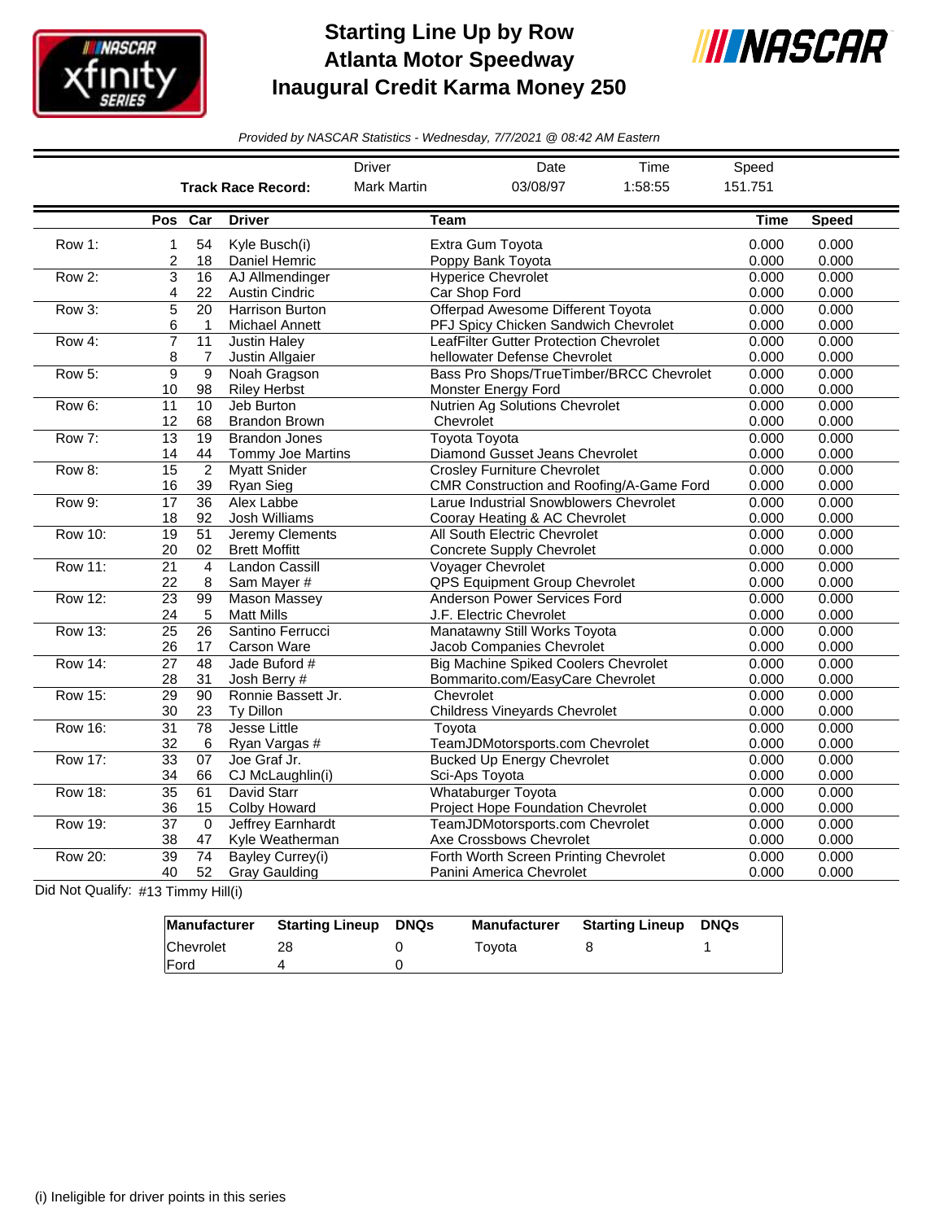# Starting Line Up by Row
## Atlanta Motor Speedway
## Inaugural Credit Karma Money 250

*Provided by NASCAR Statistics - Wednesday, 7/7/2021 @ 08:42 AM Eastern*

| | Driver | Date | Time | Speed |
|---|---|---|---|---|
| **Track Race Record:** | Mark Martin | 03/08/97 | 1:58:55 | 151.751 |

| | Pos | Car | Driver | Team | Time | Speed |
|---|---|---|---|---|---|---|
| Row 1: | 1 | 54 | Kyle Busch(i) | Extra Gum Toyota | 0.000 | 0.000 |
| | 2 | 18 | Daniel Hemric | Poppy Bank Toyota | 0.000 | 0.000 |
| Row 2: | 3 | 16 | AJ Allmendinger | Hyperice Chevrolet | 0.000 | 0.000 |
| | 4 | 22 | Austin Cindric | Car Shop Ford | 0.000 | 0.000 |
| Row 3: | 5 | 20 | Harrison Burton | Offerpad Awesome Different Toyota | 0.000 | 0.000 |
| | 6 | 1 | Michael Annett | PFJ Spicy Chicken Sandwich Chevrolet | 0.000 | 0.000 |
| Row 4: | 7 | 11 | Justin Haley | LeafFilter Gutter Protection Chevrolet | 0.000 | 0.000 |
| | 8 | 7 | Justin Allgaier | hellowater Defense Chevrolet | 0.000 | 0.000 |
| Row 5: | 9 | 9 | Noah Gragson | Bass Pro Shops/TrueTimber/BRCC Chevrolet | 0.000 | 0.000 |
| | 10 | 98 | Riley Herbst | Monster Energy Ford | 0.000 | 0.000 |
| Row 6: | 11 | 10 | Jeb Burton | Nutrien Ag Solutions Chevrolet | 0.000 | 0.000 |
| | 12 | 68 | Brandon Brown | Chevrolet | 0.000 | 0.000 |
| Row 7: | 13 | 19 | Brandon Jones | Toyota Toyota | 0.000 | 0.000 |
| | 14 | 44 | Tommy Joe Martins | Diamond Gusset Jeans Chevrolet | 0.000 | 0.000 |
| Row 8: | 15 | 2 | Myatt Snider | Crosley Furniture Chevrolet | 0.000 | 0.000 |
| | 16 | 39 | Ryan Sieg | CMR Construction and Roofing/A-Game Ford | 0.000 | 0.000 |
| Row 9: | 17 | 36 | Alex Labbe | Larue Industrial Snowblowers Chevrolet | 0.000 | 0.000 |
| | 18 | 92 | Josh Williams | Cooray Heating & AC Chevrolet | 0.000 | 0.000 |
| Row 10: | 19 | 51 | Jeremy Clements | All South Electric Chevrolet | 0.000 | 0.000 |
| | 20 | 02 | Brett Moffitt | Concrete Supply Chevrolet | 0.000 | 0.000 |
| Row 11: | 21 | 4 | Landon Cassill | Voyager Chevrolet | 0.000 | 0.000 |
| | 22 | 8 | Sam Mayer # | QPS Equipment Group Chevrolet | 0.000 | 0.000 |
| Row 12: | 23 | 99 | Mason Massey | Anderson Power Services Ford | 0.000 | 0.000 |
| | 24 | 5 | Matt Mills | J.F. Electric Chevrolet | 0.000 | 0.000 |
| Row 13: | 25 | 26 | Santino Ferrucci | Manatawny Still Works Toyota | 0.000 | 0.000 |
| | 26 | 17 | Carson Ware | Jacob Companies Chevrolet | 0.000 | 0.000 |
| Row 14: | 27 | 48 | Jade Buford # | Big Machine Spiked Coolers Chevrolet | 0.000 | 0.000 |
| | 28 | 31 | Josh Berry # | Bommarito.com/EasyCare Chevrolet | 0.000 | 0.000 |
| Row 15: | 29 | 90 | Ronnie Bassett Jr. | Chevrolet | 0.000 | 0.000 |
| | 30 | 23 | Ty Dillon | Childress Vineyards Chevrolet | 0.000 | 0.000 |
| Row 16: | 31 | 78 | Jesse Little | Toyota | 0.000 | 0.000 |
| | 32 | 6 | Ryan Vargas # | TeamJDMotorsports.com Chevrolet | 0.000 | 0.000 |
| Row 17: | 33 | 07 | Joe Graf Jr. | Bucked Up Energy Chevrolet | 0.000 | 0.000 |
| | 34 | 66 | CJ McLaughlin(i) | Sci-Aps Toyota | 0.000 | 0.000 |
| Row 18: | 35 | 61 | David Starr | Whataburger Toyota | 0.000 | 0.000 |
| | 36 | 15 | Colby Howard | Project Hope Foundation Chevrolet | 0.000 | 0.000 |
| Row 19: | 37 | 0 | Jeffrey Earnhardt | TeamJDMotorsports.com Chevrolet | 0.000 | 0.000 |
| | 38 | 47 | Kyle Weatherman | Axe Crossbows Chevrolet | 0.000 | 0.000 |
| Row 20: | 39 | 74 | Bayley Currey(i) | Forth Worth Screen Printing Chevrolet | 0.000 | 0.000 |
| | 40 | 52 | Gray Gaulding | Panini America Chevrolet | 0.000 | 0.000 |

Did Not Qualify: #13 Timmy Hill(i)

| Manufacturer | Starting Lineup | DNQs | Manufacturer | Starting Lineup | DNQs |
|---|---|---|---|---|---|
| Chevrolet | 28 | 0 | Toyota | 8 | 1 |
| Ford | 4 | 0 | | | |

(i) Ineligible for driver points in this series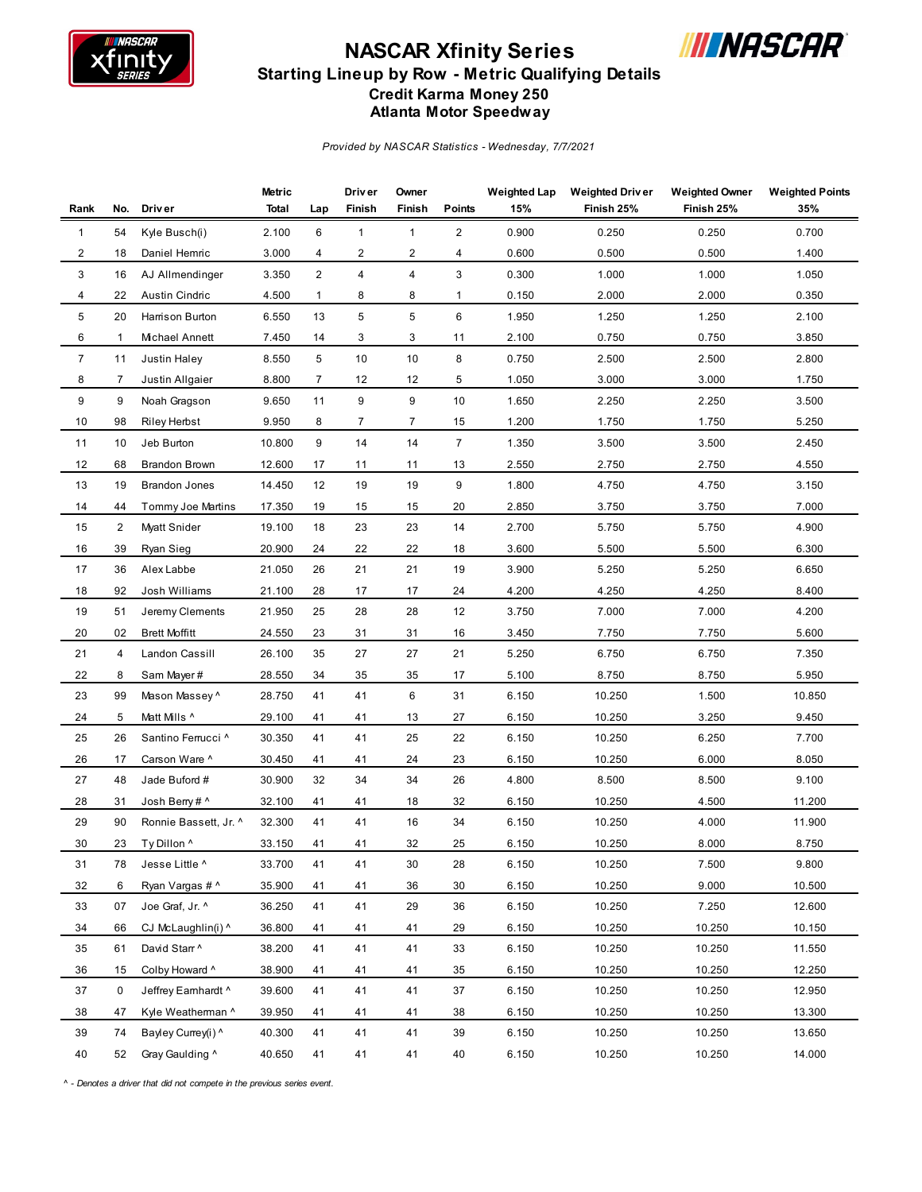# NASCAR Xfinity Series

## Starting Lineup by Row - Metric Qualifying Details

### Credit Karma Money 250

### Atlanta Motor Speedway

*Provided by NASCAR Statistics - Wednesday, 7/7/2021*

| Rank | No. | Driver | Metric Total | Lap | Driver Finish | Owner Finish | Points | Weighted Lap 15% | Weighted Driver Finish 25% | Weighted Owner Finish 25% | Weighted Points 35% |
|---|---|---|---|---|---|---|---|---|---|---|---|
| 1 | 54 | Kyle Busch(i) | 2.100 | 6 | 1 | 1 | 2 | 0.900 | 0.250 | 0.250 | 0.700 |
| 2 | 18 | Daniel Hemric | 3.000 | 4 | 2 | 2 | 4 | 0.600 | 0.500 | 0.500 | 1.400 |
| 3 | 16 | AJ Allmendinger | 3.350 | 2 | 4 | 4 | 3 | 0.300 | 1.000 | 1.000 | 1.050 |
| 4 | 22 | Austin Cindric | 4.500 | 1 | 8 | 8 | 1 | 0.150 | 2.000 | 2.000 | 0.350 |
| 5 | 20 | Harrison Burton | 6.550 | 13 | 5 | 5 | 6 | 1.950 | 1.250 | 1.250 | 2.100 |
| 6 | 1 | Michael Annett | 7.450 | 14 | 3 | 3 | 11 | 2.100 | 0.750 | 0.750 | 3.850 |
| 7 | 11 | Justin Haley | 8.550 | 5 | 10 | 10 | 8 | 0.750 | 2.500 | 2.500 | 2.800 |
| 8 | 7 | Justin Allgaier | 8.800 | 7 | 12 | 12 | 5 | 1.050 | 3.000 | 3.000 | 1.750 |
| 9 | 9 | Noah Gragson | 9.650 | 11 | 9 | 9 | 10 | 1.650 | 2.250 | 2.250 | 3.500 |
| 10 | 98 | Riley Herbst | 9.950 | 8 | 7 | 7 | 15 | 1.200 | 1.750 | 1.750 | 5.250 |
| 11 | 10 | Jeb Burton | 10.800 | 9 | 14 | 14 | 7 | 1.350 | 3.500 | 3.500 | 2.450 |
| 12 | 68 | Brandon Brown | 12.600 | 17 | 11 | 11 | 13 | 2.550 | 2.750 | 2.750 | 4.550 |
| 13 | 19 | Brandon Jones | 14.450 | 12 | 19 | 19 | 9 | 1.800 | 4.750 | 4.750 | 3.150 |
| 14 | 44 | Tommy Joe Martins | 17.350 | 19 | 15 | 15 | 20 | 2.850 | 3.750 | 3.750 | 7.000 |
| 15 | 2 | Myatt Snider | 19.100 | 18 | 23 | 23 | 14 | 2.700 | 5.750 | 5.750 | 4.900 |
| 16 | 39 | Ryan Sieg | 20.900 | 24 | 22 | 22 | 18 | 3.600 | 5.500 | 5.500 | 6.300 |
| 17 | 36 | Alex Labbe | 21.050 | 26 | 21 | 21 | 19 | 3.900 | 5.250 | 5.250 | 6.650 |
| 18 | 92 | Josh Williams | 21.100 | 28 | 17 | 17 | 24 | 4.200 | 4.250 | 4.250 | 8.400 |
| 19 | 51 | Jeremy Clements | 21.950 | 25 | 28 | 28 | 12 | 3.750 | 7.000 | 7.000 | 4.200 |
| 20 | 02 | Brett Moffitt | 24.550 | 23 | 31 | 31 | 16 | 3.450 | 7.750 | 7.750 | 5.600 |
| 21 | 4 | Landon Cassill | 26.100 | 35 | 27 | 27 | 21 | 5.250 | 6.750 | 6.750 | 7.350 |
| 22 | 8 | Sam Mayer # | 28.550 | 34 | 35 | 35 | 17 | 5.100 | 8.750 | 8.750 | 5.950 |
| 23 | 99 | Mason Massey ^ | 28.750 | 41 | 41 | 6 | 31 | 6.150 | 10.250 | 1.500 | 10.850 |
| 24 | 5 | Matt Mills ^ | 29.100 | 41 | 41 | 13 | 27 | 6.150 | 10.250 | 3.250 | 9.450 |
| 25 | 26 | Santino Ferrucci ^ | 30.350 | 41 | 41 | 25 | 22 | 6.150 | 10.250 | 6.250 | 7.700 |
| 26 | 17 | Carson Ware ^ | 30.450 | 41 | 41 | 24 | 23 | 6.150 | 10.250 | 6.000 | 8.050 |
| 27 | 48 | Jade Buford # | 30.900 | 32 | 34 | 34 | 26 | 4.800 | 8.500 | 8.500 | 9.100 |
| 28 | 31 | Josh Berry # ^ | 32.100 | 41 | 41 | 18 | 32 | 6.150 | 10.250 | 4.500 | 11.200 |
| 29 | 90 | Ronnie Bassett, Jr. ^ | 32.300 | 41 | 41 | 16 | 34 | 6.150 | 10.250 | 4.000 | 11.900 |
| 30 | 23 | Ty Dillon ^ | 33.150 | 41 | 41 | 32 | 25 | 6.150 | 10.250 | 8.000 | 8.750 |
| 31 | 78 | Jesse Little ^ | 33.700 | 41 | 41 | 30 | 28 | 6.150 | 10.250 | 7.500 | 9.800 |
| 32 | 6 | Ryan Vargas # ^ | 35.900 | 41 | 41 | 36 | 30 | 6.150 | 10.250 | 9.000 | 10.500 |
| 33 | 07 | Joe Graf, Jr. ^ | 36.250 | 41 | 41 | 29 | 36 | 6.150 | 10.250 | 7.250 | 12.600 |
| 34 | 66 | CJ McLaughlin(i) ^ | 36.800 | 41 | 41 | 41 | 29 | 6.150 | 10.250 | 10.250 | 10.150 |
| 35 | 61 | David Starr ^ | 38.200 | 41 | 41 | 41 | 33 | 6.150 | 10.250 | 10.250 | 11.550 |
| 36 | 15 | Colby Howard ^ | 38.900 | 41 | 41 | 41 | 35 | 6.150 | 10.250 | 10.250 | 12.250 |
| 37 | 0 | Jeffrey Earnhardt ^ | 39.600 | 41 | 41 | 41 | 37 | 6.150 | 10.250 | 10.250 | 12.950 |
| 38 | 47 | Kyle Weatherman ^ | 39.950 | 41 | 41 | 41 | 38 | 6.150 | 10.250 | 10.250 | 13.300 |
| 39 | 74 | Bayley Currey(i) ^ | 40.300 | 41 | 41 | 41 | 39 | 6.150 | 10.250 | 10.250 | 13.650 |
| 40 | 52 | Gray Gaulding ^ | 40.650 | 41 | 41 | 41 | 40 | 6.150 | 10.250 | 10.250 | 14.000 |

*^ - Denotes a driver that did not compete in the previous series event.*